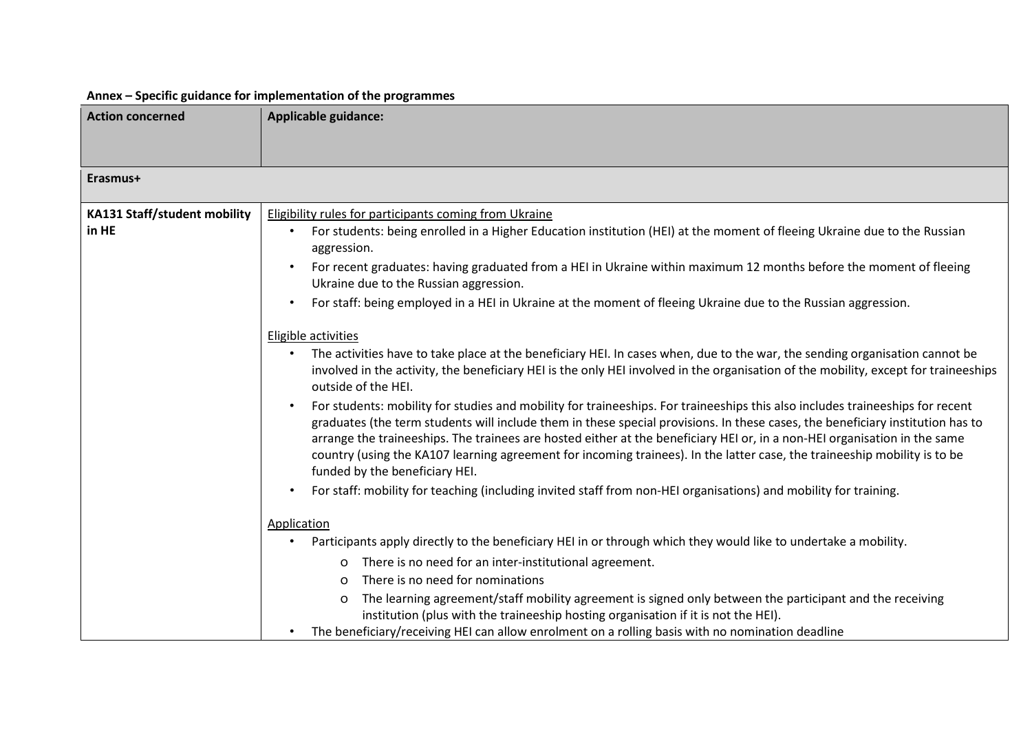**Annex – Specific guidance for implementation of the programmes**

| Action concerned | Applicable guidance: |
|---|---|
| **Erasmus+** | |
| **KA131 Staff/student mobility in HE** | <u>Eligibility rules for participants coming from Ukraine</u><br>• For students: being enrolled in a Higher Education institution (HEI) at the moment of fleeing Ukraine due to the Russian aggression.<br>• For recent graduates: having graduated from a HEI in Ukraine within maximum 12 months before the moment of fleeing Ukraine due to the Russian aggression.<br>• For staff: being employed in a HEI in Ukraine at the moment of fleeing Ukraine due to the Russian aggression.<br><br><u>Eligible activities</u><br>• The activities have to take place at the beneficiary HEI. In cases when, due to the war, the sending organisation cannot be involved in the activity, the beneficiary HEI is the only HEI involved in the organisation of the mobility, except for traineeships outside of the HEI.<br>• For students: mobility for studies and mobility for traineeships. For traineeships this also includes traineeships for recent graduates (the term students will include them in these special provisions. In these cases, the beneficiary institution has to arrange the traineeships. The trainees are hosted either at the beneficiary HEI or, in a non-HEI organisation in the same country (using the KA107 learning agreement for incoming trainees). In the latter case, the traineeship mobility is to be funded by the beneficiary HEI.<br>• For staff: mobility for teaching (including invited staff from non-HEI organisations) and mobility for training.<br><br><u>Application</u><br>• Participants apply directly to the beneficiary HEI in or through which they would like to undertake a mobility.<br>&nbsp;&nbsp;&nbsp;&nbsp;o There is no need for an inter-institutional agreement.<br>&nbsp;&nbsp;&nbsp;&nbsp;o There is no need for nominations<br>&nbsp;&nbsp;&nbsp;&nbsp;o The learning agreement/staff mobility agreement is signed only between the participant and the receiving institution (plus with the traineeship hosting organisation if it is not the HEI).<br>• The beneficiary/receiving HEI can allow enrolment on a rolling basis with no nomination deadline |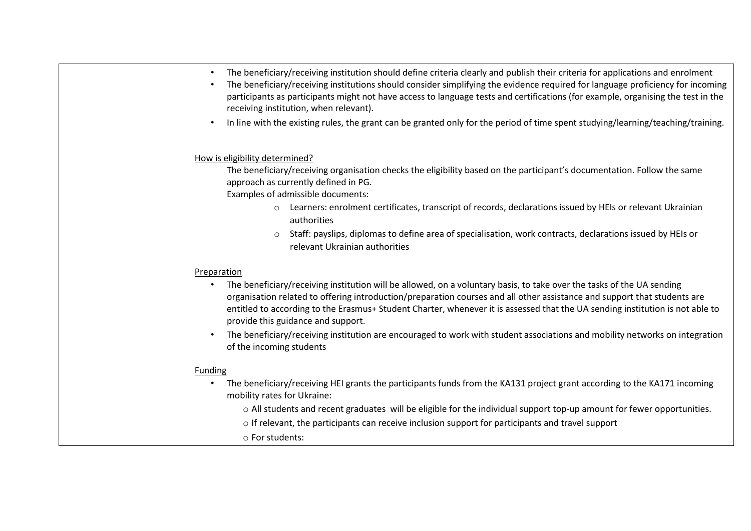| | |
|---|---|
| | • The beneficiary/receiving institution should define criteria clearly and publish their criteria for applications and enrolment<br>• The beneficiary/receiving institutions should consider simplifying the evidence required for language proficiency for incoming participants as participants might not have access to language tests and certifications (for example, organising the test in the receiving institution, when relevant).<br>• In line with the existing rules, the grant can be granted only for the period of time spent studying/learning/teaching/training.<br><br><u>How is eligibility determined?</u><br>The beneficiary/receiving organisation checks the eligibility based on the participant's documentation. Follow the same approach as currently defined in PG.<br>Examples of admissible documents:<br>○ Learners: enrolment certificates, transcript of records, declarations issued by HEIs or relevant Ukrainian authorities<br>○ Staff: payslips, diplomas to define area of specialisation, work contracts, declarations issued by HEIs or relevant Ukrainian authorities<br><br><u>Preparation</u><br>• The beneficiary/receiving institution will be allowed, on a voluntary basis, to take over the tasks of the UA sending organisation related to offering introduction/preparation courses and all other assistance and support that students are entitled to according to the Erasmus+ Student Charter, whenever it is assessed that the UA sending institution is not able to provide this guidance and support.<br>• The beneficiary/receiving institution are encouraged to work with student associations and mobility networks on integration of the incoming students<br><br><u>Funding</u><br>• The beneficiary/receiving HEI grants the participants funds from the KA131 project grant according to the KA171 incoming mobility rates for Ukraine:<br>○ All students and recent graduates will be eligible for the individual support top-up amount for fewer opportunities.<br>○ If relevant, the participants can receive inclusion support for participants and travel support<br>○ For students: |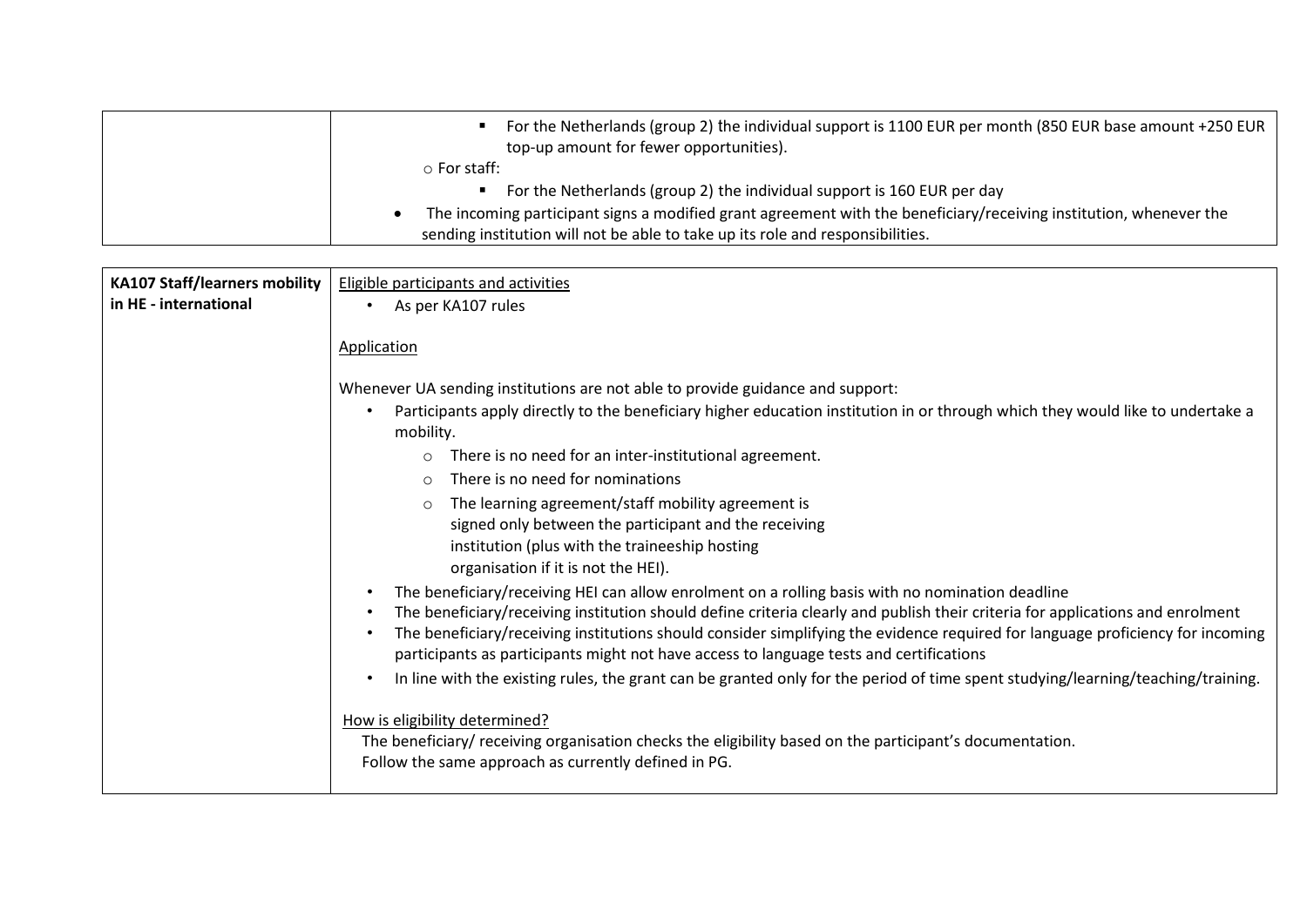|  |  |
|---|---|
|  | ▪ For the Netherlands (group 2) the individual support is 1100 EUR per month (850 EUR base amount +250 EUR top-up amount for fewer opportunities).<br>o For staff:<br>▪ For the Netherlands (group 2) the individual support is 160 EUR per day<br>• The incoming participant signs a modified grant agreement with the beneficiary/receiving institution, whenever the sending institution will not be able to take up its role and responsibilities. |

| **KA107 Staff/learners mobility in HE - international** | <u>Eligible participants and activities</u><br>• As per KA107 rules<br><br><u>Application</u><br><br>Whenever UA sending institutions are not able to provide guidance and support:<br>• Participants apply directly to the beneficiary higher education institution in or through which they would like to undertake a mobility.<br>o There is no need for an inter-institutional agreement.<br>o There is no need for nominations<br>o The learning agreement/staff mobility agreement is signed only between the participant and the receiving institution (plus with the traineeship hosting organisation if it is not the HEI).<br>• The beneficiary/receiving HEI can allow enrolment on a rolling basis with no nomination deadline<br>• The beneficiary/receiving institution should define criteria clearly and publish their criteria for applications and enrolment<br>• The beneficiary/receiving institutions should consider simplifying the evidence required for language proficiency for incoming participants as participants might not have access to language tests and certifications<br>• In line with the existing rules, the grant can be granted only for the period of time spent studying/learning/teaching/training.<br><br><u>How is eligibility determined?</u><br>The beneficiary/ receiving organisation checks the eligibility based on the participant's documentation.<br>Follow the same approach as currently defined in PG. |
|---|---|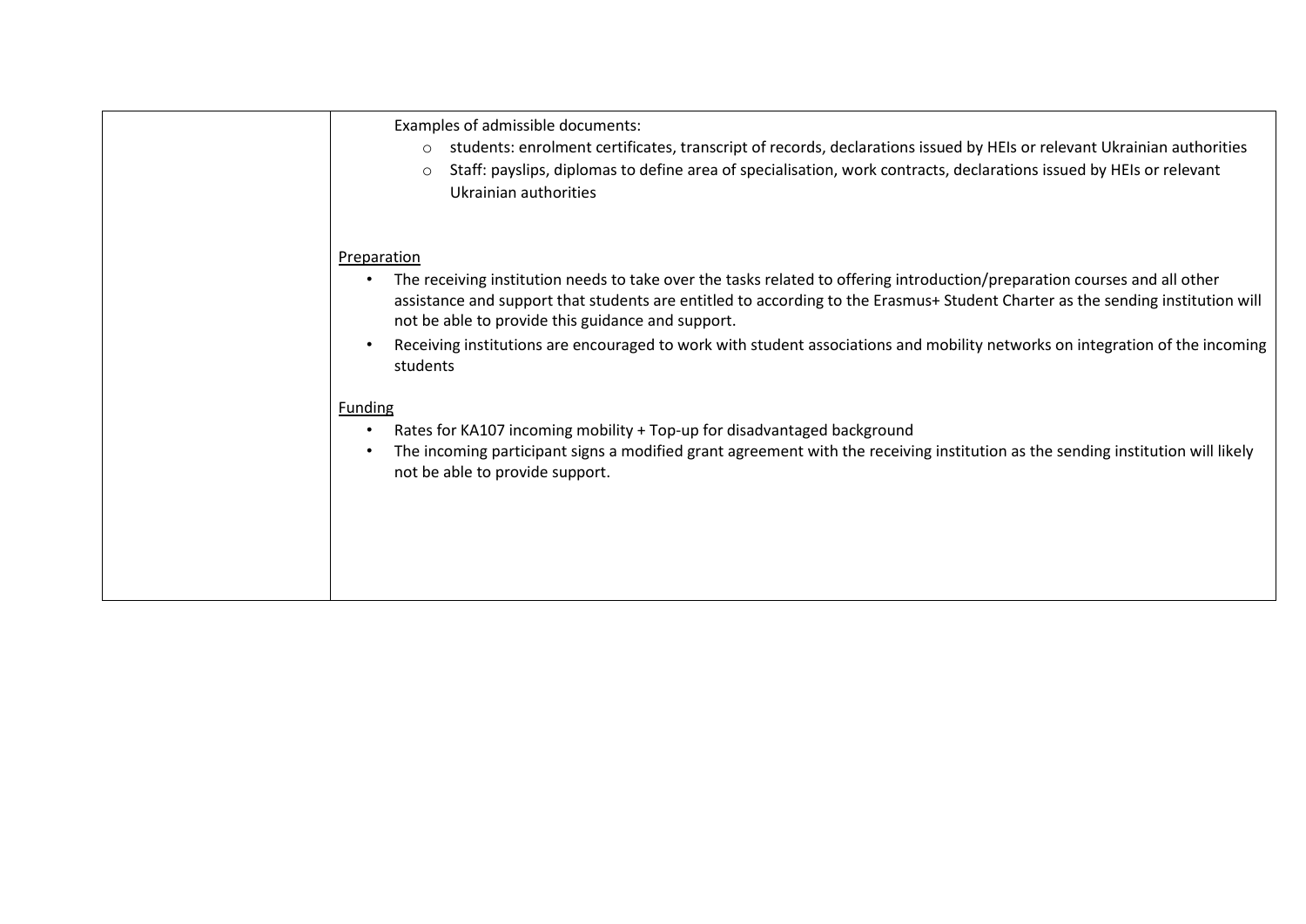| | |
|---|---|
| | Examples of admissible documents:<br>◦ students: enrolment certificates, transcript of records, declarations issued by HEIs or relevant Ukrainian authorities<br>◦ Staff: payslips, diplomas to define area of specialisation, work contracts, declarations issued by HEIs or relevant Ukrainian authorities<br><br><u>Preparation</u><br>• The receiving institution needs to take over the tasks related to offering introduction/preparation courses and all other assistance and support that students are entitled to according to the Erasmus+ Student Charter as the sending institution will not be able to provide this guidance and support.<br>• Receiving institutions are encouraged to work with student associations and mobility networks on integration of the incoming students<br><br><u>Funding</u><br>• Rates for KA107 incoming mobility + Top-up for disadvantaged background<br>• The incoming participant signs a modified grant agreement with the receiving institution as the sending institution will likely not be able to provide support. |